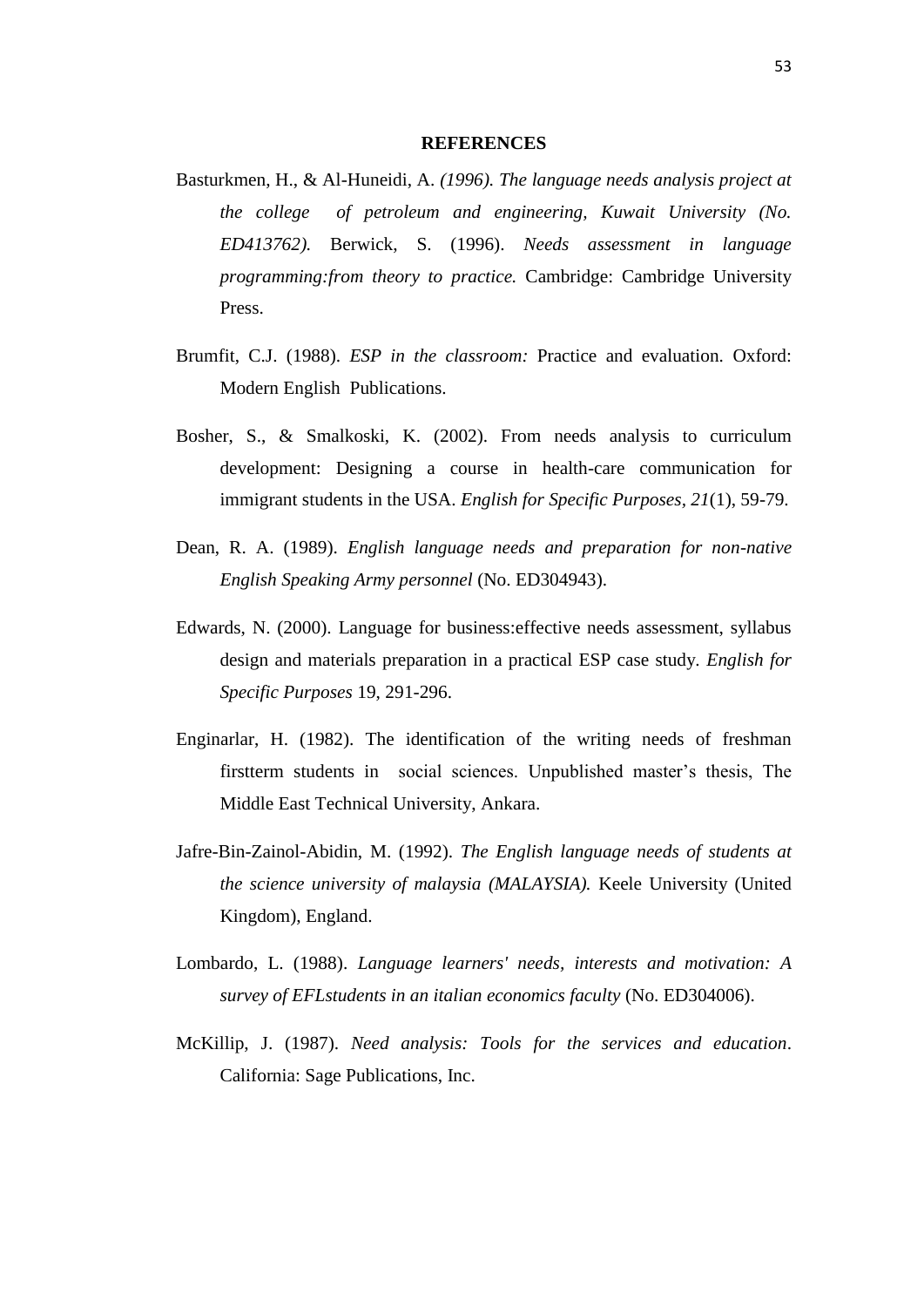## REFERENCES

Basturkmen, H., & Al-Huneidi, A. *(1996). The language needs analysis project at the college of petroleum and engineering, Kuwait University (No. ED413762).* Berwick, S. (1996). *Needs assessment in language programming:from theory to practice.* Cambridge: Cambridge University Press.

Brumfit, C.J. (1988). *ESP in the classroom:* Practice and evaluation. Oxford: Modern English Publications.

Bosher, S., & Smalkoski, K. (2002). From needs analysis to curriculum development: Designing a course in health-care communication for immigrant students in the USA. *English for Specific Purposes*, *21*(1), 59-79.

Dean, R. A. (1989). *English language needs and preparation for non-native English Speaking Army personnel* (No. ED304943).

Edwards, N. (2000). Language for business:effective needs assessment, syllabus design and materials preparation in a practical ESP case study. *English for Specific Purposes* 19, 291-296.

Enginarlar, H. (1982). The identification of the writing needs of freshman firstterm students in social sciences. Unpublished master's thesis, The Middle East Technical University, Ankara.

Jafre-Bin-Zainol-Abidin, M. (1992). *The English language needs of students at the science university of malaysia (MALAYSIA).* Keele University (United Kingdom), England.

Lombardo, L. (1988). *Language learners' needs, interests and motivation: A survey of EFLstudents in an italian economics faculty* (No. ED304006).

McKillip, J. (1987). *Need analysis: Tools for the services and education*. California: Sage Publications, Inc.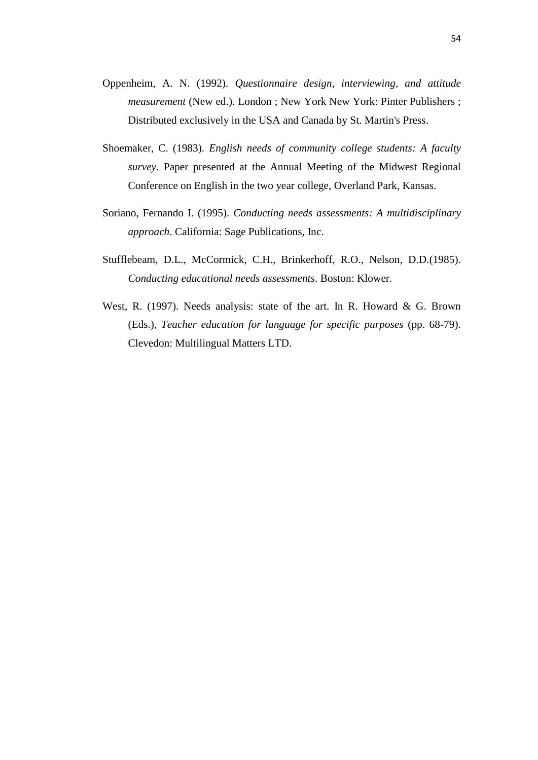Oppenheim, A. N. (1992). *Questionnaire design, interviewing, and attitude measurement* (New ed.). London ; New York New York: Pinter Publishers ; Distributed exclusively in the USA and Canada by St. Martin's Press.

Shoemaker, C. (1983). *English needs of community college students: A faculty survey*. Paper presented at the Annual Meeting of the Midwest Regional Conference on English in the two year college, Overland Park, Kansas.

Soriano, Fernando I. (1995). *Conducting needs assessments: A multidisciplinary approach*. California: Sage Publications, Inc.

Stufflebeam, D.L., McCormick, C.H., Brinkerhoff, R.O., Nelson, D.D.(1985). *Conducting educational needs assessments*. Boston: Klower.

West, R. (1997). Needs analysis: state of the art. In R. Howard & G. Brown (Eds.), *Teacher education for language for specific purposes* (pp. 68-79). Clevedon: Multilingual Matters LTD.